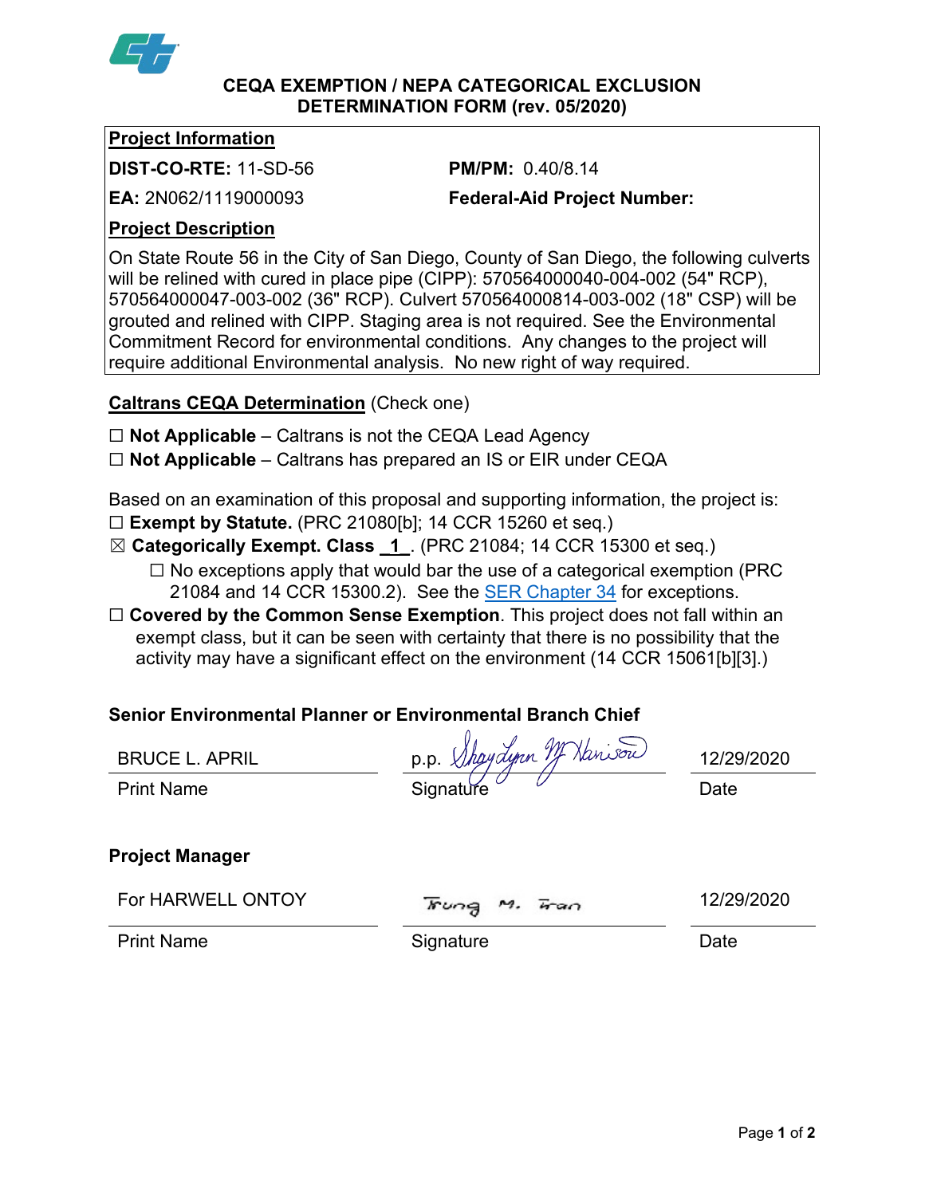# CEQA EXEMPTION / NEPA CATEGORICAL EXCLUSION DETERMINATION FORM (rev. 05/2020)

## Project Information

**DIST-CO-RTE:** 11-SD-56

**PM/PM:** 0.40/8.14

**EA:** 2N062/1119000093

**Federal-Aid Project Number:**

## Project Description

On State Route 56 in the City of San Diego, County of San Diego, the following culverts will be relined with cured in place pipe (CIPP): 570564000040-004-002 (54" RCP), 570564000047-003-002 (36" RCP). Culvert 570564000814-003-002 (18" CSP) will be grouted and relined with CIPP. Staging area is not required. See the Environmental Commitment Record for environmental conditions. Any changes to the project will require additional Environmental analysis. No new right of way required.

## Caltrans CEQA Determination (Check one)

☐ **Not Applicable** – Caltrans is not the CEQA Lead Agency

☐ **Not Applicable** – Caltrans has prepared an IS or EIR under CEQA

Based on an examination of this proposal and supporting information, the project is:

☐ **Exempt by Statute.** (PRC 21080[b]; 14 CCR 15260 et seq.)

☒ **Categorically Exempt. Class 1.** (PRC 21084; 14 CCR 15300 et seq.)

- ☐ No exceptions apply that would bar the use of a categorical exemption (PRC 21084 and 14 CCR 15300.2). See the SER Chapter 34 for exceptions.

☐ **Covered by the Common Sense Exemption**. This project does not fall within an exempt class, but it can be seen with certainty that there is no possibility that the activity may have a significant effect on the environment (14 CCR 15061[b][3].)

### Senior Environmental Planner or Environmental Branch Chief

| BRUCE L. APRIL | p.p. Shaylynn M Harrison | 12/29/2020 |
| --- | --- | --- |
| Print Name | Signature | Date |

### Project Manager

| For HARWELL ONTOY | Trung M. Tran | 12/29/2020 |
| --- | --- | --- |
| Print Name | Signature | Date |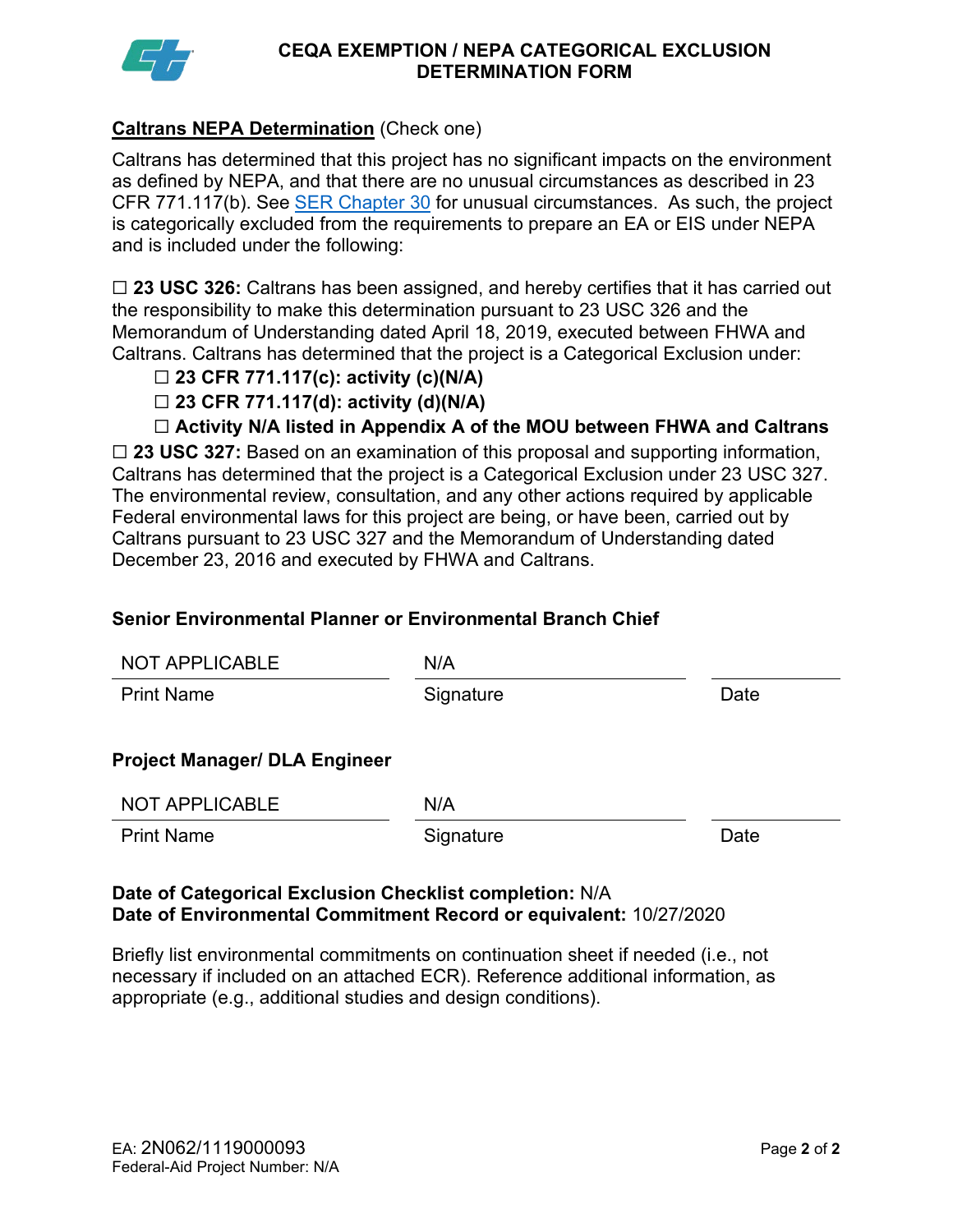# CEQA EXEMPTION / NEPA CATEGORICAL EXCLUSION DETERMINATION FORM

**Caltrans NEPA Determination** (Check one)

Caltrans has determined that this project has no significant impacts on the environment as defined by NEPA, and that there are no unusual circumstances as described in 23 CFR 771.117(b). See SER Chapter 30 for unusual circumstances. As such, the project is categorically excluded from the requirements to prepare an EA or EIS under NEPA and is included under the following:

☐ **23 USC 326:** Caltrans has been assigned, and hereby certifies that it has carried out the responsibility to make this determination pursuant to 23 USC 326 and the Memorandum of Understanding dated April 18, 2019, executed between FHWA and Caltrans. Caltrans has determined that the project is a Categorical Exclusion under:

- ☐ **23 CFR 771.117(c): activity (c)(N/A)**
- ☐ **23 CFR 771.117(d): activity (d)(N/A)**
- ☐ **Activity N/A listed in Appendix A of the MOU between FHWA and Caltrans**

☐ **23 USC 327:** Based on an examination of this proposal and supporting information, Caltrans has determined that the project is a Categorical Exclusion under 23 USC 327. The environmental review, consultation, and any other actions required by applicable Federal environmental laws for this project are being, or have been, carried out by Caltrans pursuant to 23 USC 327 and the Memorandum of Understanding dated December 23, 2016 and executed by FHWA and Caltrans.

**Senior Environmental Planner or Environmental Branch Chief**

| Print Name | Signature | Date |
|---|---|---|
| NOT APPLICABLE | N/A | |

**Project Manager/ DLA Engineer**

| Print Name | Signature | Date |
|---|---|---|
| NOT APPLICABLE | N/A | |

**Date of Categorical Exclusion Checklist completion:** N/A
**Date of Environmental Commitment Record or equivalent:** 10/27/2020

Briefly list environmental commitments on continuation sheet if needed (i.e., not necessary if included on an attached ECR). Reference additional information, as appropriate (e.g., additional studies and design conditions).

EA: 2N062/1119000093
Federal-Aid Project Number: N/A